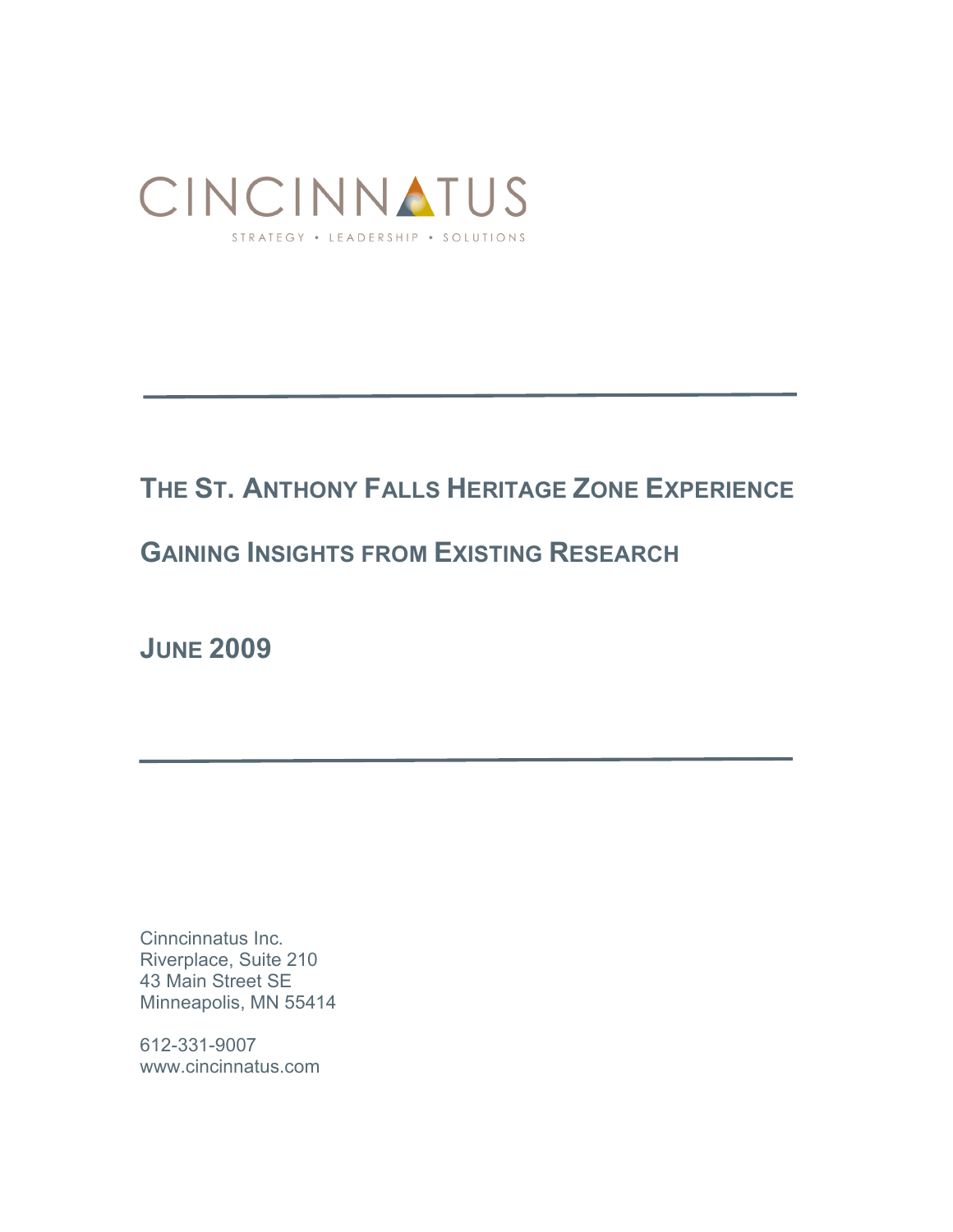CINCINNATUS

STRATEGY • LEADERSHIP • SOLUTIONS

# THE ST. ANTHONY FALLS HERITAGE ZONE EXPERIENCE

## GAINING INSIGHTS FROM EXISTING RESEARCH

## JUNE 2009

Cinncinnatus Inc.
Riverplace, Suite 210
43 Main Street SE
Minneapolis, MN 55414

612-331-9007
www.cincinnatus.com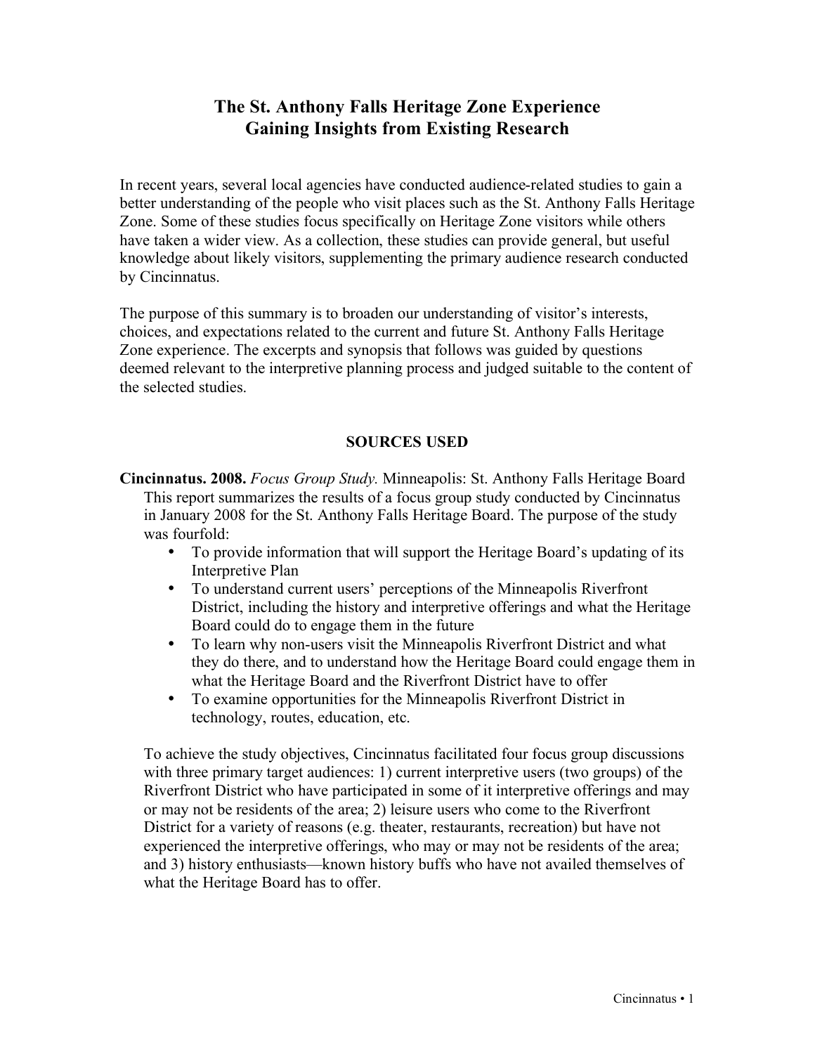# The St. Anthony Falls Heritage Zone Experience
# Gaining Insights from Existing Research

In recent years, several local agencies have conducted audience-related studies to gain a better understanding of the people who visit places such as the St. Anthony Falls Heritage Zone. Some of these studies focus specifically on Heritage Zone visitors while others have taken a wider view. As a collection, these studies can provide general, but useful knowledge about likely visitors, supplementing the primary audience research conducted by Cincinnatus.

The purpose of this summary is to broaden our understanding of visitor's interests, choices, and expectations related to the current and future St. Anthony Falls Heritage Zone experience. The excerpts and synopsis that follows was guided by questions deemed relevant to the interpretive planning process and judged suitable to the content of the selected studies.

## SOURCES USED

**Cincinnatus. 2008.** *Focus Group Study.* Minneapolis: St. Anthony Falls Heritage Board
This report summarizes the results of a focus group study conducted by Cincinnatus in January 2008 for the St. Anthony Falls Heritage Board. The purpose of the study was fourfold:

- To provide information that will support the Heritage Board's updating of its Interpretive Plan
- To understand current users' perceptions of the Minneapolis Riverfront District, including the history and interpretive offerings and what the Heritage Board could do to engage them in the future
- To learn why non-users visit the Minneapolis Riverfront District and what they do there, and to understand how the Heritage Board could engage them in what the Heritage Board and the Riverfront District have to offer
- To examine opportunities for the Minneapolis Riverfront District in technology, routes, education, etc.

To achieve the study objectives, Cincinnatus facilitated four focus group discussions with three primary target audiences: 1) current interpretive users (two groups) of the Riverfront District who have participated in some of it interpretive offerings and may or may not be residents of the area; 2) leisure users who come to the Riverfront District for a variety of reasons (e.g. theater, restaurants, recreation) but have not experienced the interpretive offerings, who may or may not be residents of the area; and 3) history enthusiasts—known history buffs who have not availed themselves of what the Heritage Board has to offer.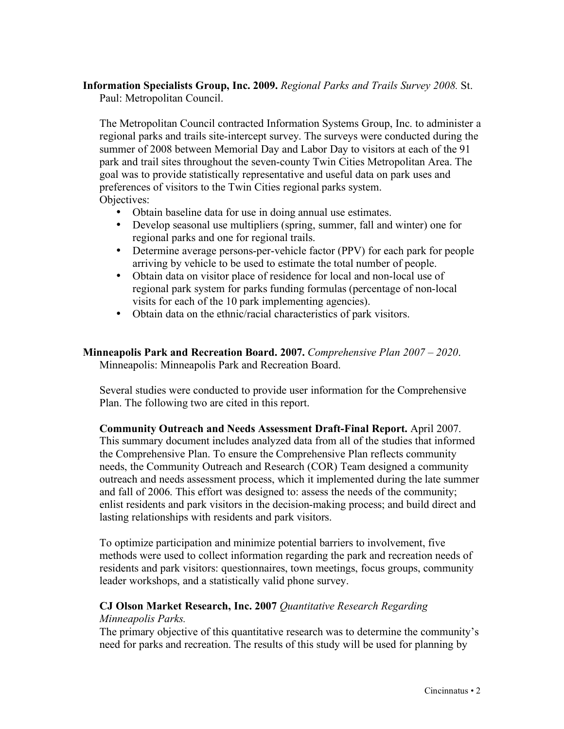**Information Specialists Group, Inc. 2009.** *Regional Parks and Trails Survey 2008.* St. Paul: Metropolitan Council.

The Metropolitan Council contracted Information Systems Group, Inc. to administer a regional parks and trails site-intercept survey. The surveys were conducted during the summer of 2008 between Memorial Day and Labor Day to visitors at each of the 91 park and trail sites throughout the seven-county Twin Cities Metropolitan Area. The goal was to provide statistically representative and useful data on park uses and preferences of visitors to the Twin Cities regional parks system.

Objectives:

- Obtain baseline data for use in doing annual use estimates.
- Develop seasonal use multipliers (spring, summer, fall and winter) one for regional parks and one for regional trails.
- Determine average persons-per-vehicle factor (PPV) for each park for people arriving by vehicle to be used to estimate the total number of people.
- Obtain data on visitor place of residence for local and non-local use of regional park system for parks funding formulas (percentage of non-local visits for each of the 10 park implementing agencies).
- Obtain data on the ethnic/racial characteristics of park visitors.

**Minneapolis Park and Recreation Board. 2007.** *Comprehensive Plan 2007 – 2020*. Minneapolis: Minneapolis Park and Recreation Board.

Several studies were conducted to provide user information for the Comprehensive Plan. The following two are cited in this report.

**Community Outreach and Needs Assessment Draft-Final Report.** April 2007. This summary document includes analyzed data from all of the studies that informed the Comprehensive Plan. To ensure the Comprehensive Plan reflects community needs, the Community Outreach and Research (COR) Team designed a community outreach and needs assessment process, which it implemented during the late summer and fall of 2006. This effort was designed to: assess the needs of the community; enlist residents and park visitors in the decision-making process; and build direct and lasting relationships with residents and park visitors.

To optimize participation and minimize potential barriers to involvement, five methods were used to collect information regarding the park and recreation needs of residents and park visitors: questionnaires, town meetings, focus groups, community leader workshops, and a statistically valid phone survey.

**CJ Olson Market Research, Inc. 2007** *Quantitative Research Regarding Minneapolis Parks.*
The primary objective of this quantitative research was to determine the community's need for parks and recreation. The results of this study will be used for planning by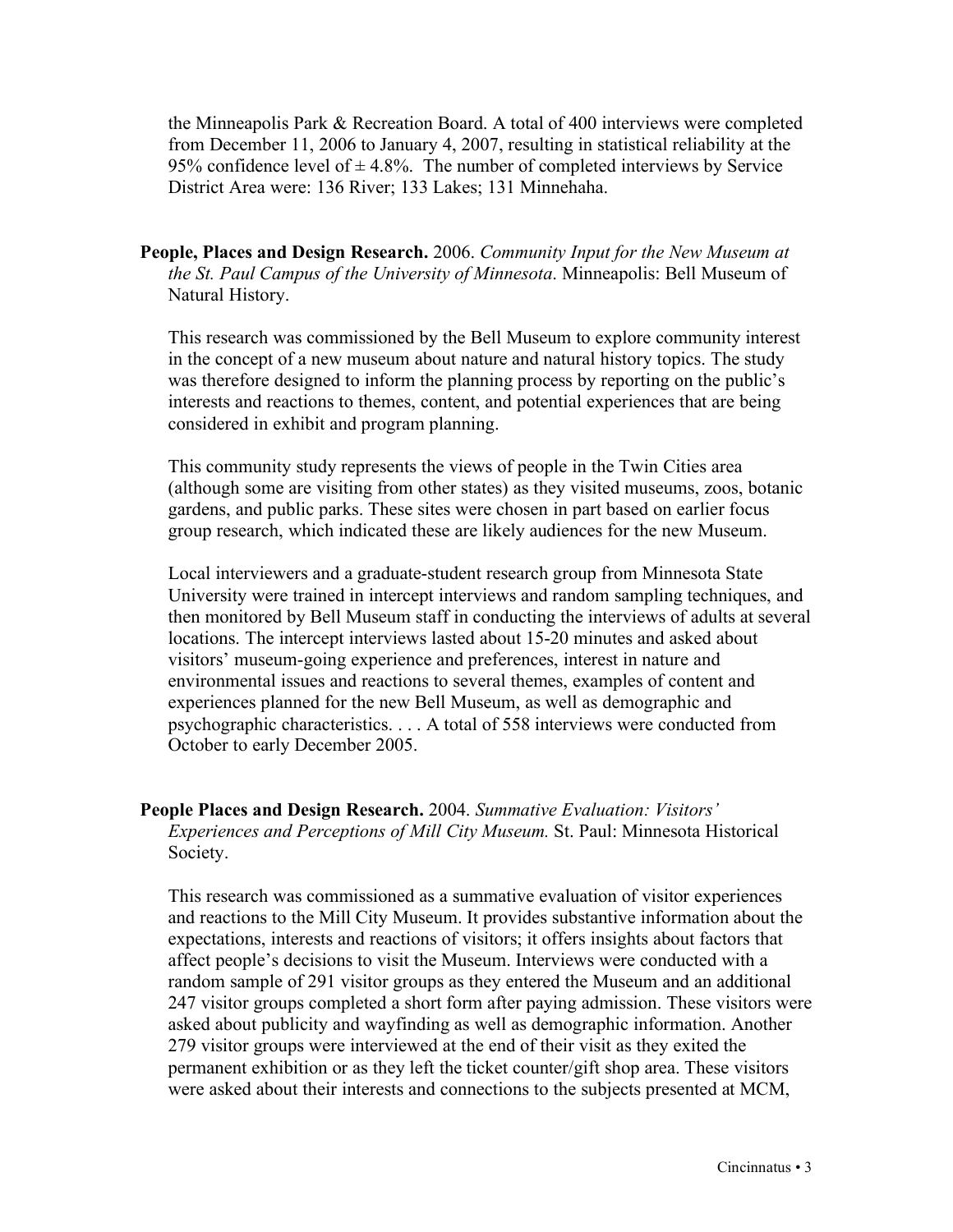the Minneapolis Park & Recreation Board. A total of 400 interviews were completed from December 11, 2006 to January 4, 2007, resulting in statistical reliability at the 95% confidence level of ± 4.8%. The number of completed interviews by Service District Area were: 136 River; 133 Lakes; 131 Minnehaha.

**People, Places and Design Research.** 2006. *Community Input for the New Museum at the St. Paul Campus of the University of Minnesota*. Minneapolis: Bell Museum of Natural History.

This research was commissioned by the Bell Museum to explore community interest in the concept of a new museum about nature and natural history topics. The study was therefore designed to inform the planning process by reporting on the public's interests and reactions to themes, content, and potential experiences that are being considered in exhibit and program planning.

This community study represents the views of people in the Twin Cities area (although some are visiting from other states) as they visited museums, zoos, botanic gardens, and public parks. These sites were chosen in part based on earlier focus group research, which indicated these are likely audiences for the new Museum.

Local interviewers and a graduate-student research group from Minnesota State University were trained in intercept interviews and random sampling techniques, and then monitored by Bell Museum staff in conducting the interviews of adults at several locations. The intercept interviews lasted about 15-20 minutes and asked about visitors' museum-going experience and preferences, interest in nature and environmental issues and reactions to several themes, examples of content and experiences planned for the new Bell Museum, as well as demographic and psychographic characteristics. . . . A total of 558 interviews were conducted from October to early December 2005.

**People Places and Design Research.** 2004. *Summative Evaluation: Visitors' Experiences and Perceptions of Mill City Museum.* St. Paul: Minnesota Historical Society.

This research was commissioned as a summative evaluation of visitor experiences and reactions to the Mill City Museum. It provides substantive information about the expectations, interests and reactions of visitors; it offers insights about factors that affect people's decisions to visit the Museum. Interviews were conducted with a random sample of 291 visitor groups as they entered the Museum and an additional 247 visitor groups completed a short form after paying admission. These visitors were asked about publicity and wayfinding as well as demographic information. Another 279 visitor groups were interviewed at the end of their visit as they exited the permanent exhibition or as they left the ticket counter/gift shop area. These visitors were asked about their interests and connections to the subjects presented at MCM,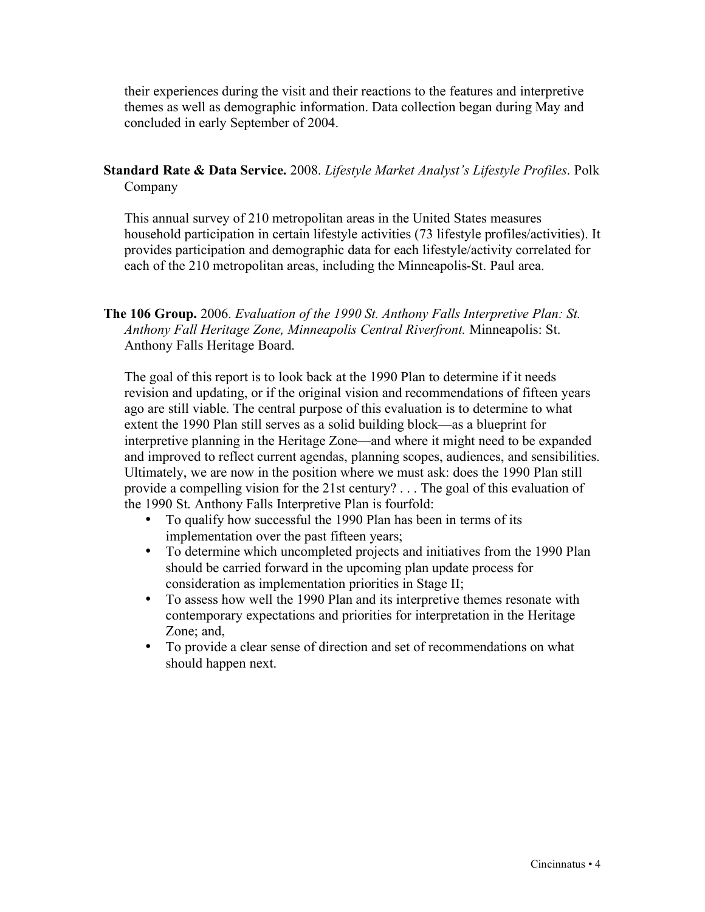their experiences during the visit and their reactions to the features and interpretive themes as well as demographic information. Data collection began during May and concluded in early September of 2004.

**Standard Rate & Data Service.** 2008. *Lifestyle Market Analyst's Lifestyle Profiles*. Polk Company

This annual survey of 210 metropolitan areas in the United States measures household participation in certain lifestyle activities (73 lifestyle profiles/activities). It provides participation and demographic data for each lifestyle/activity correlated for each of the 210 metropolitan areas, including the Minneapolis-St. Paul area.

**The 106 Group.** 2006. *Evaluation of the 1990 St. Anthony Falls Interpretive Plan: St. Anthony Fall Heritage Zone, Minneapolis Central Riverfront.* Minneapolis: St. Anthony Falls Heritage Board.

The goal of this report is to look back at the 1990 Plan to determine if it needs revision and updating, or if the original vision and recommendations of fifteen years ago are still viable. The central purpose of this evaluation is to determine to what extent the 1990 Plan still serves as a solid building block—as a blueprint for interpretive planning in the Heritage Zone—and where it might need to be expanded and improved to reflect current agendas, planning scopes, audiences, and sensibilities. Ultimately, we are now in the position where we must ask: does the 1990 Plan still provide a compelling vision for the 21st century? . . . The goal of this evaluation of the 1990 St. Anthony Falls Interpretive Plan is fourfold:

- To qualify how successful the 1990 Plan has been in terms of its implementation over the past fifteen years;
- To determine which uncompleted projects and initiatives from the 1990 Plan should be carried forward in the upcoming plan update process for consideration as implementation priorities in Stage II;
- To assess how well the 1990 Plan and its interpretive themes resonate with contemporary expectations and priorities for interpretation in the Heritage Zone; and,
- To provide a clear sense of direction and set of recommendations on what should happen next.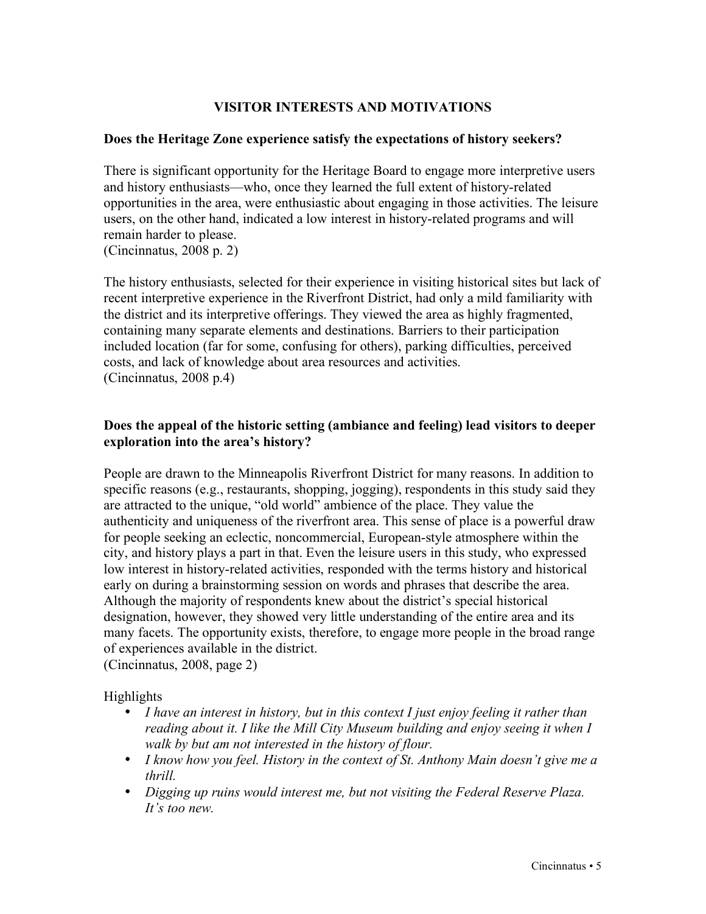## VISITOR INTERESTS AND MOTIVATIONS

**Does the Heritage Zone experience satisfy the expectations of history seekers?**

There is significant opportunity for the Heritage Board to engage more interpretive users and history enthusiasts—who, once they learned the full extent of history-related opportunities in the area, were enthusiastic about engaging in those activities. The leisure users, on the other hand, indicated a low interest in history-related programs and will remain harder to please.
(Cincinnatus, 2008 p. 2)

The history enthusiasts, selected for their experience in visiting historical sites but lack of recent interpretive experience in the Riverfront District, had only a mild familiarity with the district and its interpretive offerings. They viewed the area as highly fragmented, containing many separate elements and destinations. Barriers to their participation included location (far for some, confusing for others), parking difficulties, perceived costs, and lack of knowledge about area resources and activities.
(Cincinnatus, 2008 p.4)

**Does the appeal of the historic setting (ambiance and feeling) lead visitors to deeper exploration into the area's history?**

People are drawn to the Minneapolis Riverfront District for many reasons. In addition to specific reasons (e.g., restaurants, shopping, jogging), respondents in this study said they are attracted to the unique, "old world" ambience of the place. They value the authenticity and uniqueness of the riverfront area. This sense of place is a powerful draw for people seeking an eclectic, noncommercial, European-style atmosphere within the city, and history plays a part in that. Even the leisure users in this study, who expressed low interest in history-related activities, responded with the terms history and historical early on during a brainstorming session on words and phrases that describe the area. Although the majority of respondents knew about the district's special historical designation, however, they showed very little understanding of the entire area and its many facets. The opportunity exists, therefore, to engage more people in the broad range of experiences available in the district.
(Cincinnatus, 2008, page 2)

Highlights

- *I have an interest in history, but in this context I just enjoy feeling it rather than reading about it. I like the Mill City Museum building and enjoy seeing it when I walk by but am not interested in the history of flour.*
- *I know how you feel. History in the context of St. Anthony Main doesn't give me a thrill.*
- *Digging up ruins would interest me, but not visiting the Federal Reserve Plaza. It's too new.*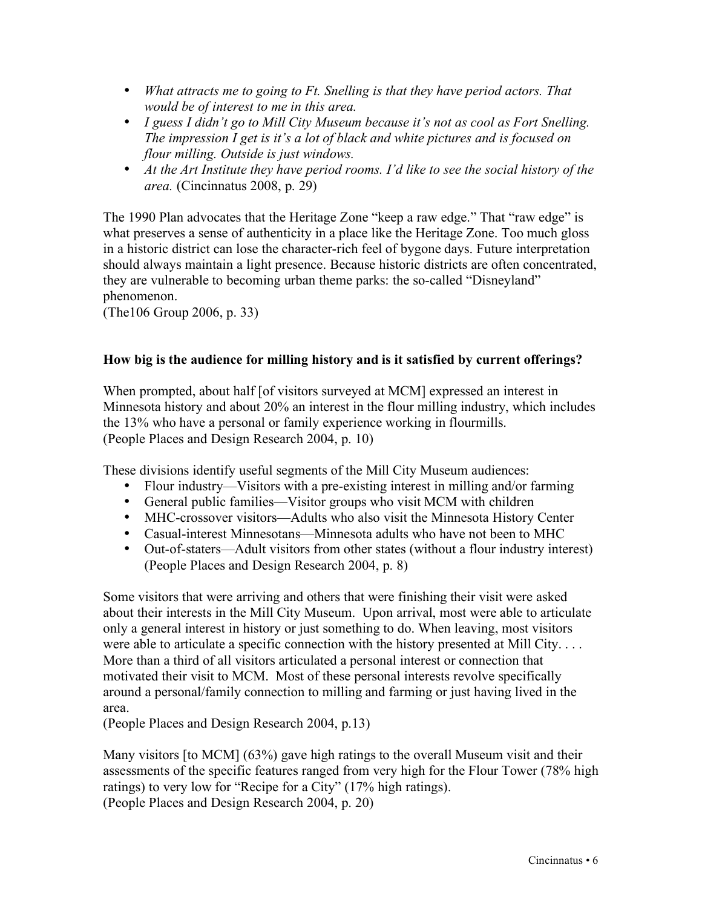- *What attracts me to going to Ft. Snelling is that they have period actors. That would be of interest to me in this area.*
- *I guess I didn't go to Mill City Museum because it's not as cool as Fort Snelling. The impression I get is it's a lot of black and white pictures and is focused on flour milling. Outside is just windows.*
- *At the Art Institute they have period rooms. I'd like to see the social history of the area.* (Cincinnatus 2008, p. 29)

The 1990 Plan advocates that the Heritage Zone "keep a raw edge." That "raw edge" is what preserves a sense of authenticity in a place like the Heritage Zone. Too much gloss in a historic district can lose the character-rich feel of bygone days. Future interpretation should always maintain a light presence. Because historic districts are often concentrated, they are vulnerable to becoming urban theme parks: the so-called "Disneyland" phenomenon.
(The106 Group 2006, p. 33)

**How big is the audience for milling history and is it satisfied by current offerings?**

When prompted, about half [of visitors surveyed at MCM] expressed an interest in Minnesota history and about 20% an interest in the flour milling industry, which includes the 13% who have a personal or family experience working in flourmills.
(People Places and Design Research 2004, p. 10)

These divisions identify useful segments of the Mill City Museum audiences:

- Flour industry—Visitors with a pre-existing interest in milling and/or farming
- General public families—Visitor groups who visit MCM with children
- MHC-crossover visitors—Adults who also visit the Minnesota History Center
- Casual-interest Minnesotans—Minnesota adults who have not been to MHC
- Out-of-staters—Adult visitors from other states (without a flour industry interest) (People Places and Design Research 2004, p. 8)

Some visitors that were arriving and others that were finishing their visit were asked about their interests in the Mill City Museum. Upon arrival, most were able to articulate only a general interest in history or just something to do. When leaving, most visitors were able to articulate a specific connection with the history presented at Mill City. . . . More than a third of all visitors articulated a personal interest or connection that motivated their visit to MCM. Most of these personal interests revolve specifically around a personal/family connection to milling and farming or just having lived in the area.
(People Places and Design Research 2004, p.13)

Many visitors [to MCM] (63%) gave high ratings to the overall Museum visit and their assessments of the specific features ranged from very high for the Flour Tower (78% high ratings) to very low for "Recipe for a City" (17% high ratings).
(People Places and Design Research 2004, p. 20)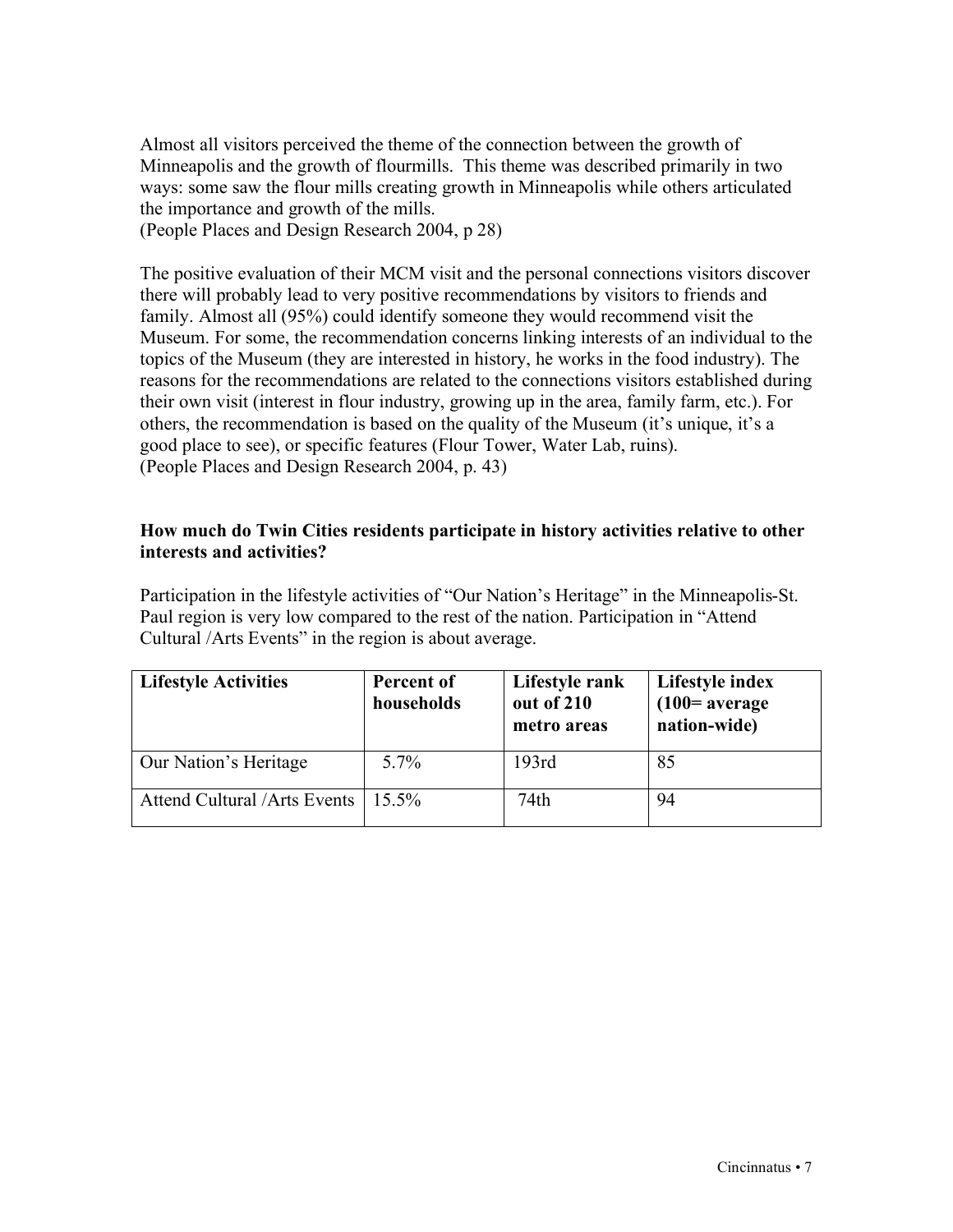Almost all visitors perceived the theme of the connection between the growth of Minneapolis and the growth of flourmills. This theme was described primarily in two ways: some saw the flour mills creating growth in Minneapolis while others articulated the importance and growth of the mills.
(People Places and Design Research 2004, p 28)

The positive evaluation of their MCM visit and the personal connections visitors discover there will probably lead to very positive recommendations by visitors to friends and family. Almost all (95%) could identify someone they would recommend visit the Museum. For some, the recommendation concerns linking interests of an individual to the topics of the Museum (they are interested in history, he works in the food industry). The reasons for the recommendations are related to the connections visitors established during their own visit (interest in flour industry, growing up in the area, family farm, etc.). For others, the recommendation is based on the quality of the Museum (it's unique, it's a good place to see), or specific features (Flour Tower, Water Lab, ruins).
(People Places and Design Research 2004, p. 43)

**How much do Twin Cities residents participate in history activities relative to other interests and activities?**

Participation in the lifestyle activities of "Our Nation's Heritage" in the Minneapolis-St. Paul region is very low compared to the rest of the nation. Participation in "Attend Cultural /Arts Events" in the region is about average.

| Lifestyle Activities | Percent of households | Lifestyle rank out of 210 metro areas | Lifestyle index (100= average nation-wide) |
|---|---|---|---|
| Our Nation's Heritage | 5.7% | 193rd | 85 |
| Attend Cultural /Arts Events | 15.5% | 74th | 94 |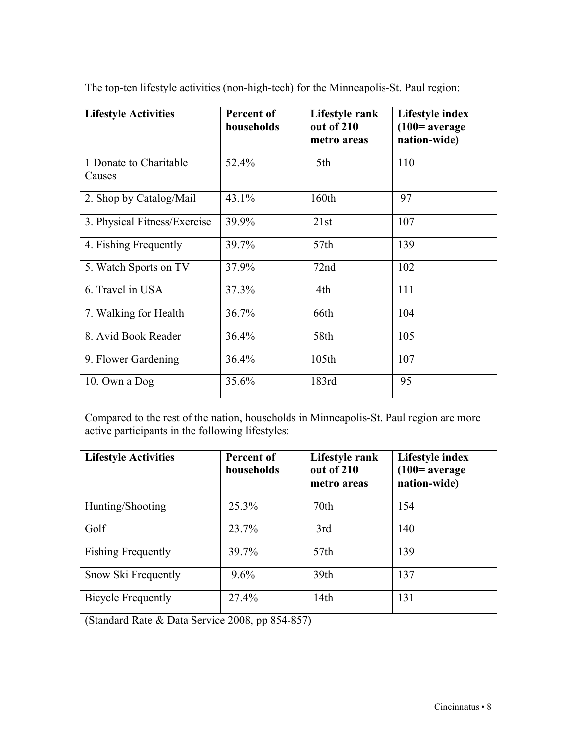The top-ten lifestyle activities (non-high-tech) for the Minneapolis-St. Paul region:

| Lifestyle Activities | Percent of households | Lifestyle rank out of 210 metro areas | Lifestyle index (100= average nation-wide) |
|---|---|---|---|
| 1 Donate to Charitable Causes | 52.4% | 5th | 110 |
| 2. Shop by Catalog/Mail | 43.1% | 160th | 97 |
| 3. Physical Fitness/Exercise | 39.9% | 21st | 107 |
| 4. Fishing Frequently | 39.7% | 57th | 139 |
| 5. Watch Sports on TV | 37.9% | 72nd | 102 |
| 6. Travel in USA | 37.3% | 4th | 111 |
| 7. Walking for Health | 36.7% | 66th | 104 |
| 8. Avid Book Reader | 36.4% | 58th | 105 |
| 9. Flower Gardening | 36.4% | 105th | 107 |
| 10. Own a Dog | 35.6% | 183rd | 95 |

Compared to the rest of the nation, households in Minneapolis-St. Paul region are more active participants in the following lifestyles:

| Lifestyle Activities | Percent of households | Lifestyle rank out of 210 metro areas | Lifestyle index (100= average nation-wide) |
|---|---|---|---|
| Hunting/Shooting | 25.3% | 70th | 154 |
| Golf | 23.7% | 3rd | 140 |
| Fishing Frequently | 39.7% | 57th | 139 |
| Snow Ski Frequently | 9.6% | 39th | 137 |
| Bicycle Frequently | 27.4% | 14th | 131 |

(Standard Rate & Data Service 2008, pp 854-857)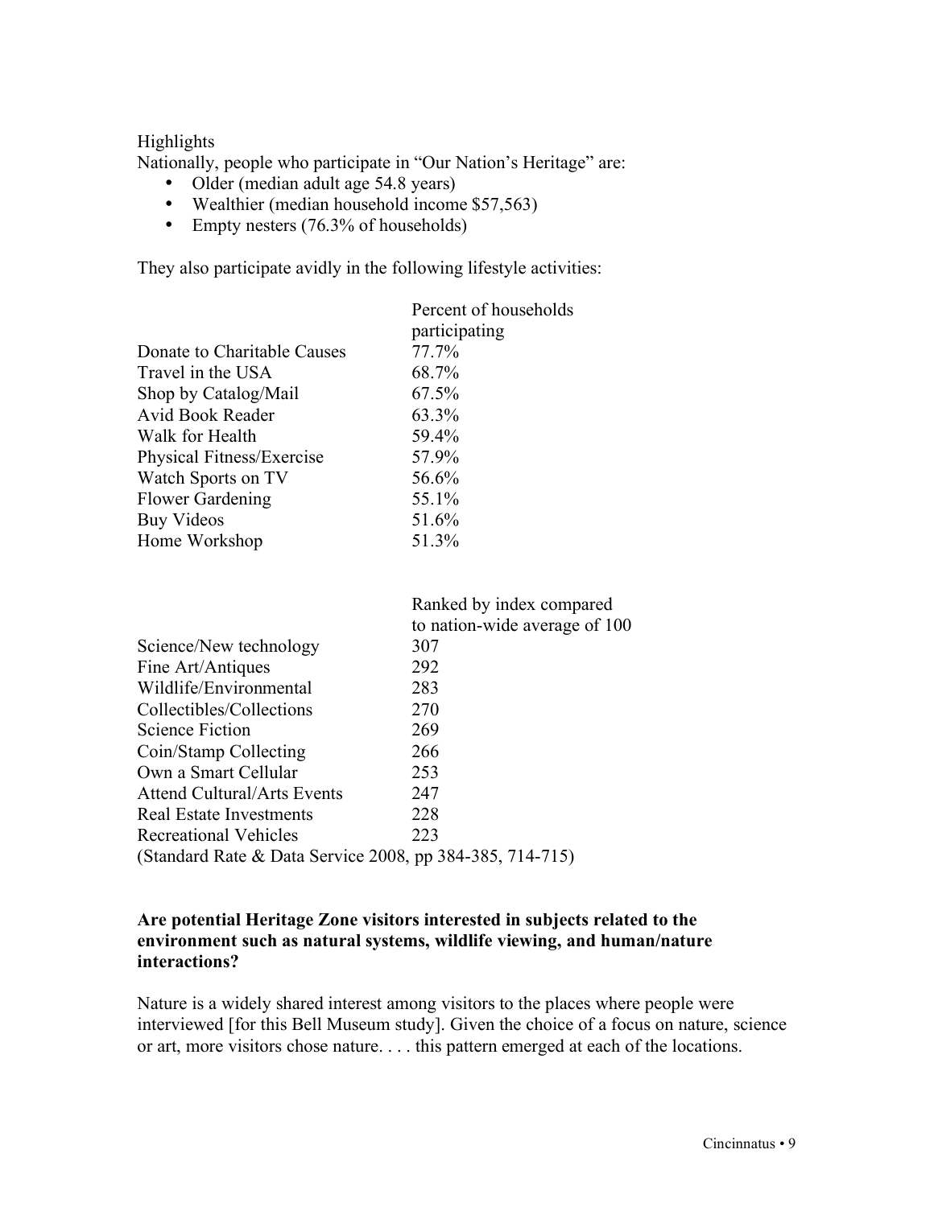Highlights

Nationally, people who participate in "Our Nation's Heritage" are:

- Older (median adult age 54.8 years)
- Wealthier (median household income $57,563)
- Empty nesters (76.3% of households)

They also participate avidly in the following lifestyle activities:

| | Percent of households participating |
|---|---|
| Donate to Charitable Causes | 77.7% |
| Travel in the USA | 68.7% |
| Shop by Catalog/Mail | 67.5% |
| Avid Book Reader | 63.3% |
| Walk for Health | 59.4% |
| Physical Fitness/Exercise | 57.9% |
| Watch Sports on TV | 56.6% |
| Flower Gardening | 55.1% |
| Buy Videos | 51.6% |
| Home Workshop | 51.3% |

| | Ranked by index compared to nation-wide average of 100 |
|---|---|
| Science/New technology | 307 |
| Fine Art/Antiques | 292 |
| Wildlife/Environmental | 283 |
| Collectibles/Collections | 270 |
| Science Fiction | 269 |
| Coin/Stamp Collecting | 266 |
| Own a Smart Cellular | 253 |
| Attend Cultural/Arts Events | 247 |
| Real Estate Investments | 228 |
| Recreational Vehicles | 223 |

(Standard Rate & Data Service 2008, pp 384-385, 714-715)

**Are potential Heritage Zone visitors interested in subjects related to the environment such as natural systems, wildlife viewing, and human/nature interactions?**

Nature is a widely shared interest among visitors to the places where people were interviewed [for this Bell Museum study]. Given the choice of a focus on nature, science or art, more visitors chose nature. . . . this pattern emerged at each of the locations.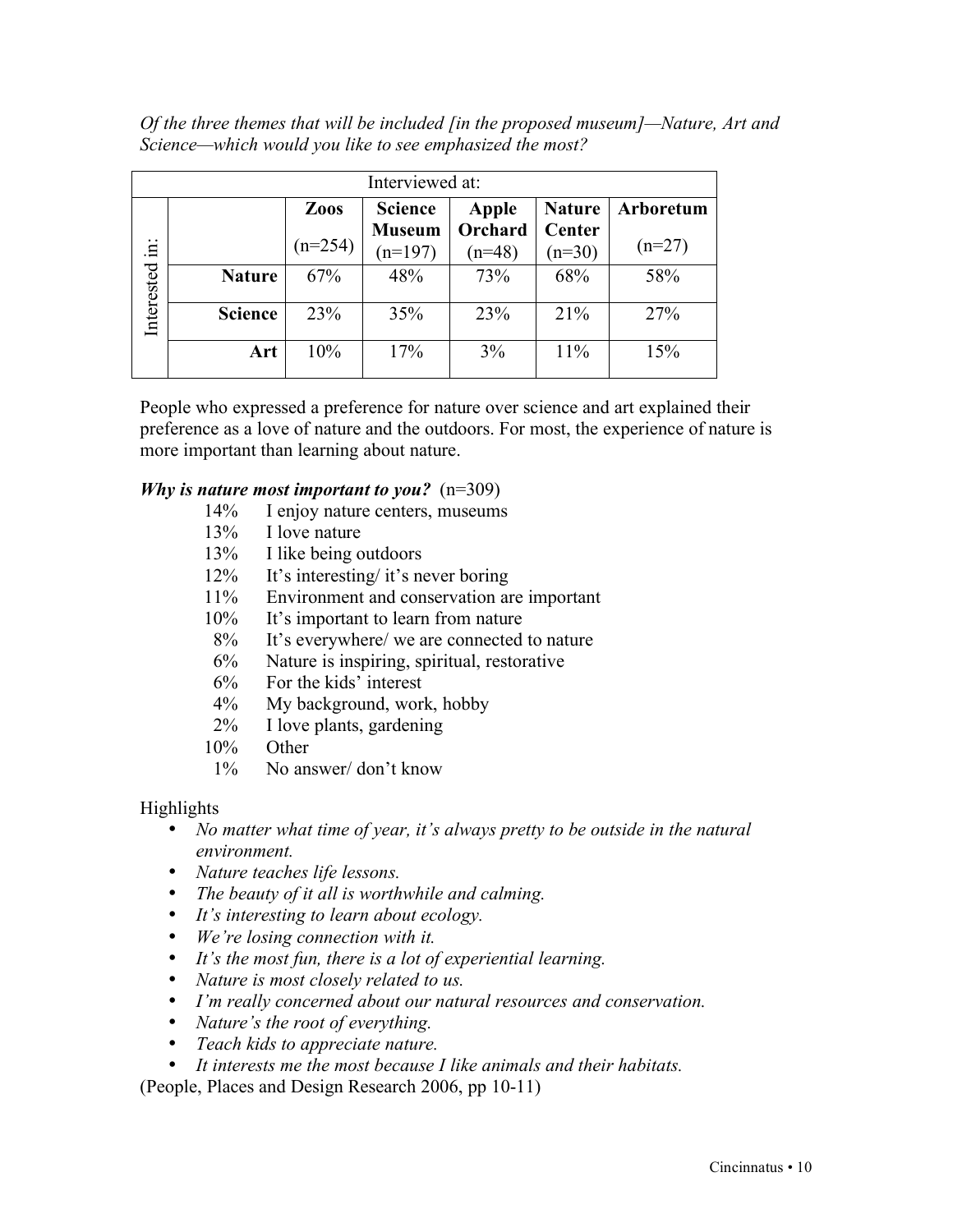*Of the three themes that will be included [in the proposed museum]—Nature, Art and Science—which would you like to see emphasized the most?*

| | Interviewed at: | | | | |
|---|---|---|---|---|---|
| Interested in: | Zoos (n=254) | Science Museum (n=197) | Apple Orchard (n=48) | Nature Center (n=30) | Arboretum (n=27) |
| **Nature** | 67% | 48% | 73% | 68% | 58% |
| **Science** | 23% | 35% | 23% | 21% | 27% |
| **Art** | 10% | 17% | 3% | 11% | 15% |

People who expressed a preference for nature over science and art explained their preference as a love of nature and the outdoors. For most, the experience of nature is more important than learning about nature.

***Why is nature most important to you?*** (n=309)

- 14% I enjoy nature centers, museums
- 13% I love nature
- 13% I like being outdoors
- 12% It's interesting/ it's never boring
- 11% Environment and conservation are important
- 10% It's important to learn from nature
- 8% It's everywhere/ we are connected to nature
- 6% Nature is inspiring, spiritual, restorative
- 6% For the kids' interest
- 4% My background, work, hobby
- 2% I love plants, gardening
- 10% Other
- 1% No answer/ don't know

Highlights

- *No matter what time of year, it's always pretty to be outside in the natural environment.*
- *Nature teaches life lessons.*
- *The beauty of it all is worthwhile and calming.*
- *It's interesting to learn about ecology.*
- *We're losing connection with it.*
- *It's the most fun, there is a lot of experiential learning.*
- *Nature is most closely related to us.*
- *I'm really concerned about our natural resources and conservation.*
- *Nature's the root of everything.*
- *Teach kids to appreciate nature.*
- *It interests me the most because I like animals and their habitats.*

(People, Places and Design Research 2006, pp 10-11)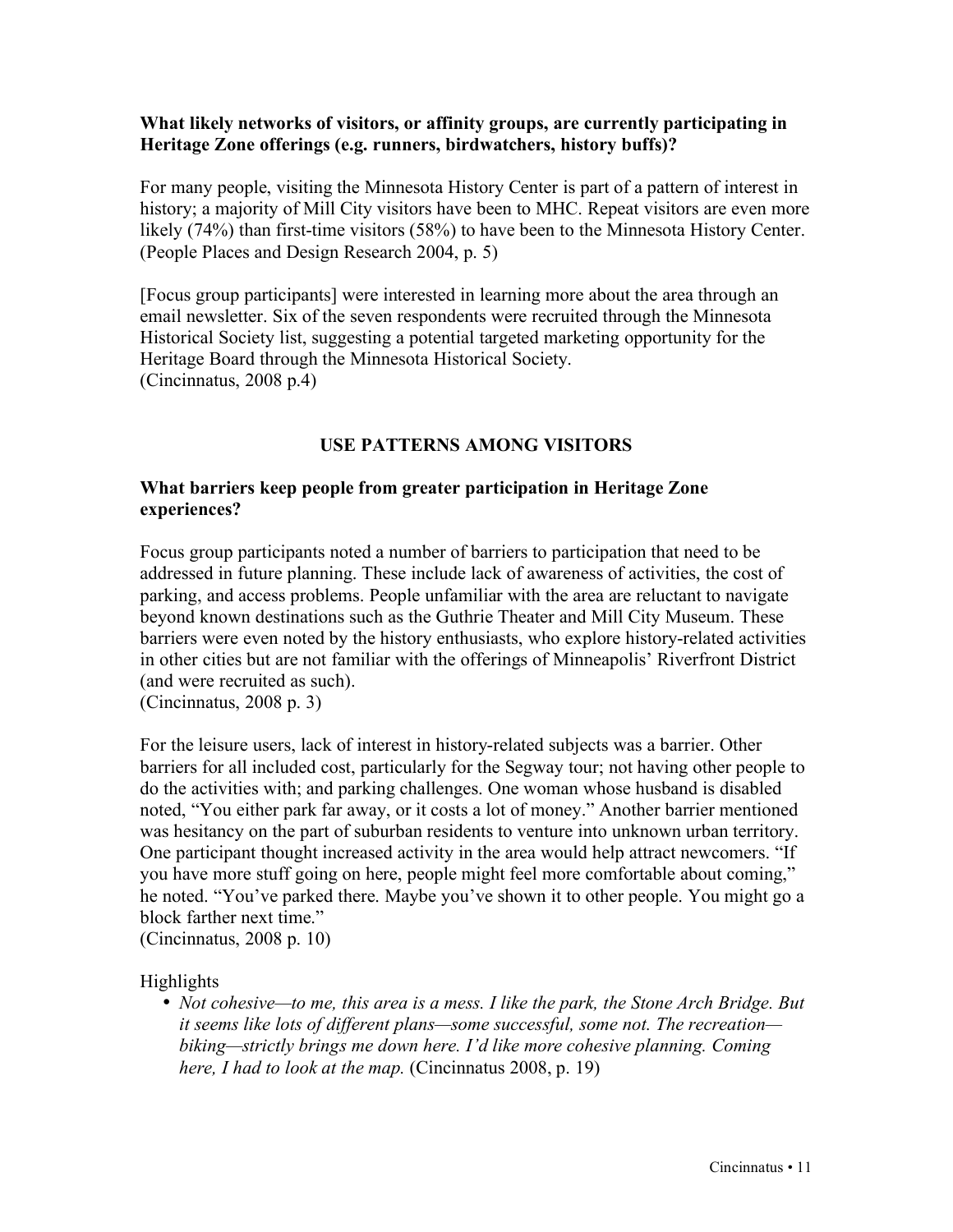**What likely networks of visitors, or affinity groups, are currently participating in Heritage Zone offerings (e.g. runners, birdwatchers, history buffs)?**

For many people, visiting the Minnesota History Center is part of a pattern of interest in history; a majority of Mill City visitors have been to MHC. Repeat visitors are even more likely (74%) than first-time visitors (58%) to have been to the Minnesota History Center. (People Places and Design Research 2004, p. 5)

[Focus group participants] were interested in learning more about the area through an email newsletter. Six of the seven respondents were recruited through the Minnesota Historical Society list, suggesting a potential targeted marketing opportunity for the Heritage Board through the Minnesota Historical Society.
(Cincinnatus, 2008 p.4)

## USE PATTERNS AMONG VISITORS

**What barriers keep people from greater participation in Heritage Zone experiences?**

Focus group participants noted a number of barriers to participation that need to be addressed in future planning. These include lack of awareness of activities, the cost of parking, and access problems. People unfamiliar with the area are reluctant to navigate beyond known destinations such as the Guthrie Theater and Mill City Museum. These barriers were even noted by the history enthusiasts, who explore history-related activities in other cities but are not familiar with the offerings of Minneapolis' Riverfront District (and were recruited as such).
(Cincinnatus, 2008 p. 3)

For the leisure users, lack of interest in history-related subjects was a barrier. Other barriers for all included cost, particularly for the Segway tour; not having other people to do the activities with; and parking challenges. One woman whose husband is disabled noted, "You either park far away, or it costs a lot of money." Another barrier mentioned was hesitancy on the part of suburban residents to venture into unknown urban territory. One participant thought increased activity in the area would help attract newcomers. "If you have more stuff going on here, people might feel more comfortable about coming," he noted. "You've parked there. Maybe you've shown it to other people. You might go a block farther next time."
(Cincinnatus, 2008 p. 10)

Highlights

- *Not cohesive—to me, this area is a mess. I like the park, the Stone Arch Bridge. But it seems like lots of different plans—some successful, some not. The recreation—biking—strictly brings me down here. I'd like more cohesive planning. Coming here, I had to look at the map.* (Cincinnatus 2008, p. 19)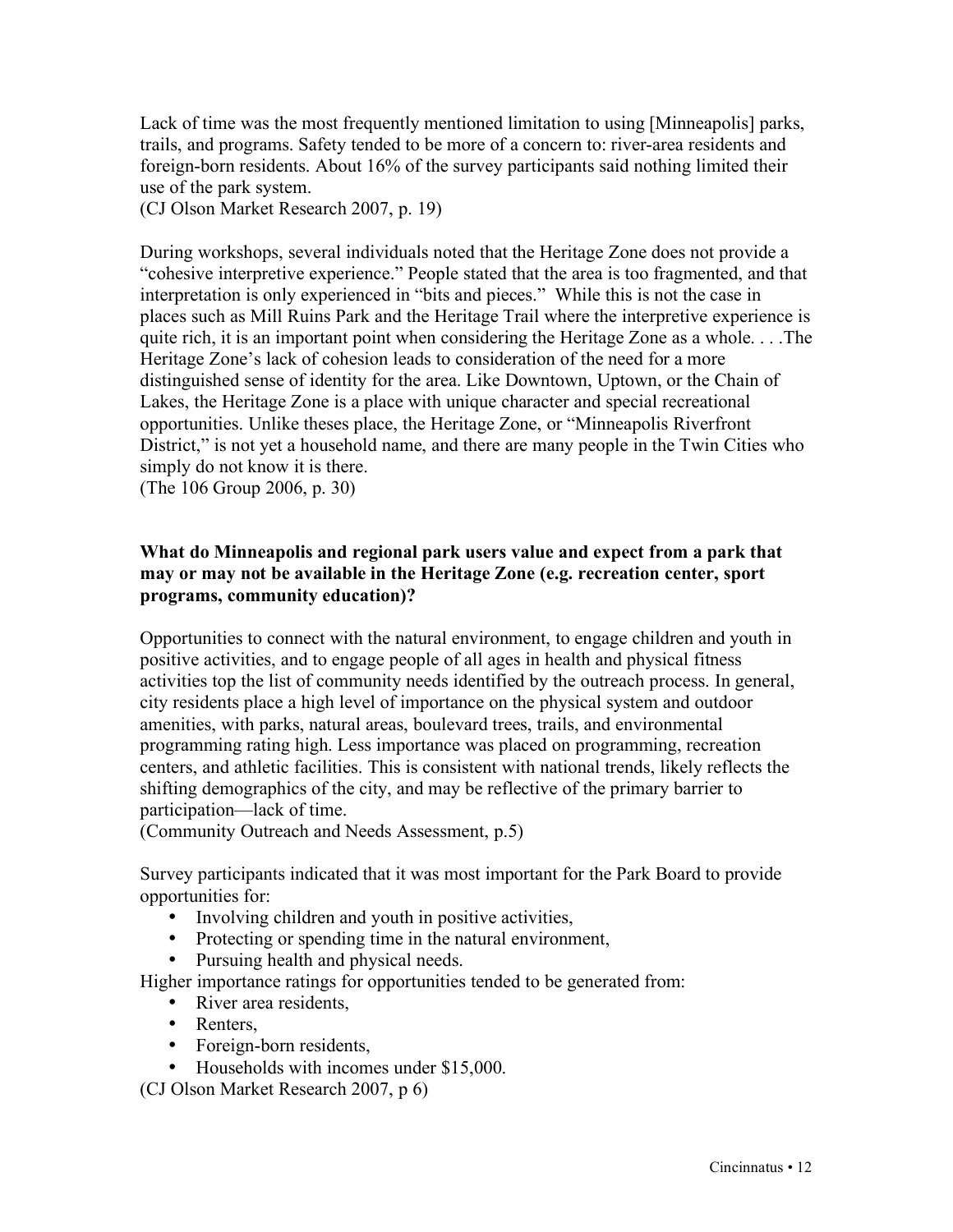Lack of time was the most frequently mentioned limitation to using [Minneapolis] parks, trails, and programs. Safety tended to be more of a concern to: river-area residents and foreign-born residents. About 16% of the survey participants said nothing limited their use of the park system.
(CJ Olson Market Research 2007, p. 19)

During workshops, several individuals noted that the Heritage Zone does not provide a "cohesive interpretive experience." People stated that the area is too fragmented, and that interpretation is only experienced in "bits and pieces." While this is not the case in places such as Mill Ruins Park and the Heritage Trail where the interpretive experience is quite rich, it is an important point when considering the Heritage Zone as a whole. . . .The Heritage Zone's lack of cohesion leads to consideration of the need for a more distinguished sense of identity for the area. Like Downtown, Uptown, or the Chain of Lakes, the Heritage Zone is a place with unique character and special recreational opportunities. Unlike theses place, the Heritage Zone, or "Minneapolis Riverfront District," is not yet a household name, and there are many people in the Twin Cities who simply do not know it is there.
(The 106 Group 2006, p. 30)

**What do Minneapolis and regional park users value and expect from a park that may or may not be available in the Heritage Zone (e.g. recreation center, sport programs, community education)?**

Opportunities to connect with the natural environment, to engage children and youth in positive activities, and to engage people of all ages in health and physical fitness activities top the list of community needs identified by the outreach process. In general, city residents place a high level of importance on the physical system and outdoor amenities, with parks, natural areas, boulevard trees, trails, and environmental programming rating high. Less importance was placed on programming, recreation centers, and athletic facilities. This is consistent with national trends, likely reflects the shifting demographics of the city, and may be reflective of the primary barrier to participation—lack of time.
(Community Outreach and Needs Assessment, p.5)

Survey participants indicated that it was most important for the Park Board to provide opportunities for:

- Involving children and youth in positive activities,
- Protecting or spending time in the natural environment,
- Pursuing health and physical needs.

Higher importance ratings for opportunities tended to be generated from:

- River area residents,
- Renters,
- Foreign-born residents,
- Households with incomes under $15,000.

(CJ Olson Market Research 2007, p 6)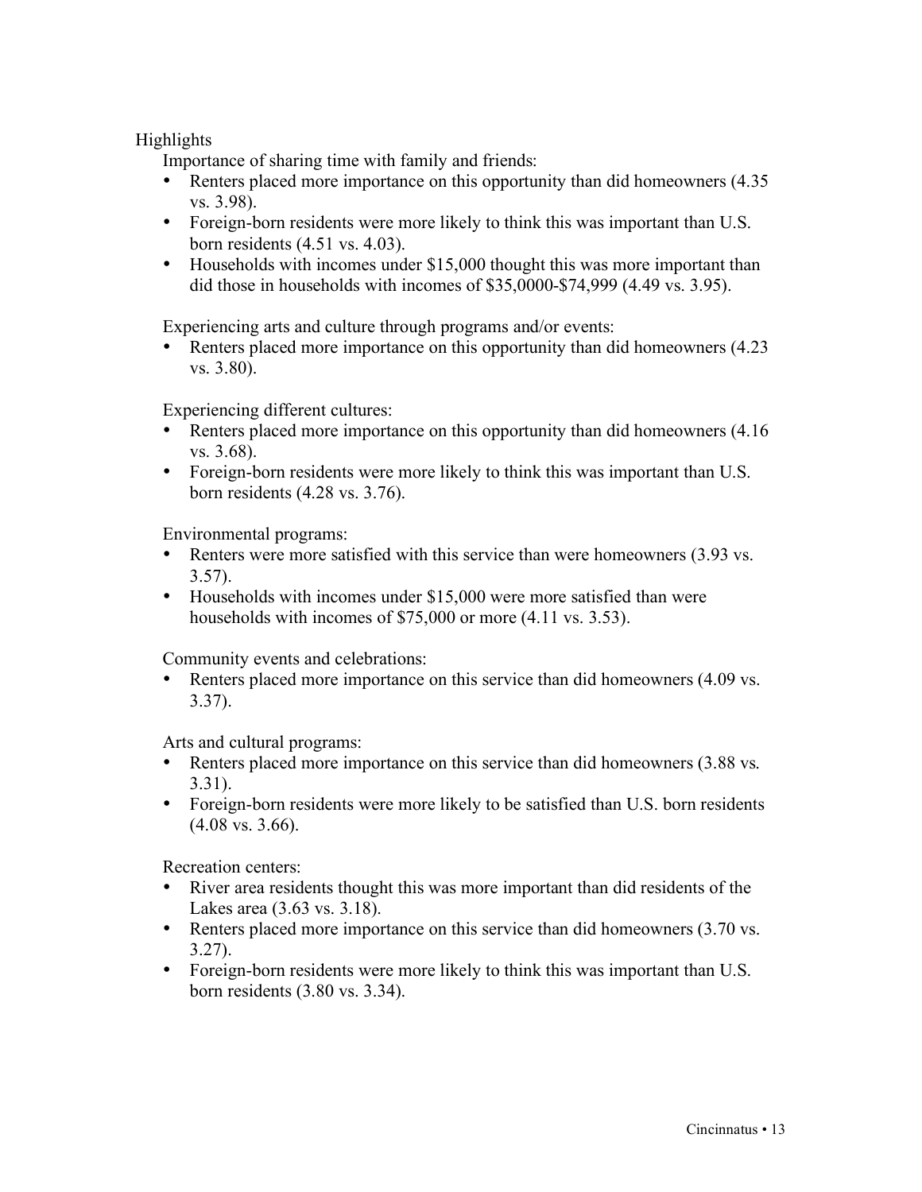Highlights

Importance of sharing time with family and friends:

- Renters placed more importance on this opportunity than did homeowners (4.35 vs. 3.98).
- Foreign-born residents were more likely to think this was important than U.S. born residents (4.51 vs. 4.03).
- Households with incomes under $15,000 thought this was more important than did those in households with incomes of $35,0000-$74,999 (4.49 vs. 3.95).

Experiencing arts and culture through programs and/or events:

- Renters placed more importance on this opportunity than did homeowners (4.23 vs. 3.80).

Experiencing different cultures:

- Renters placed more importance on this opportunity than did homeowners (4.16 vs. 3.68).
- Foreign-born residents were more likely to think this was important than U.S. born residents (4.28 vs. 3.76).

Environmental programs:

- Renters were more satisfied with this service than were homeowners (3.93 vs. 3.57).
- Households with incomes under $15,000 were more satisfied than were households with incomes of $75,000 or more (4.11 vs. 3.53).

Community events and celebrations:

- Renters placed more importance on this service than did homeowners (4.09 vs. 3.37).

Arts and cultural programs:

- Renters placed more importance on this service than did homeowners (3.88 vs. 3.31).
- Foreign-born residents were more likely to be satisfied than U.S. born residents (4.08 vs. 3.66).

Recreation centers:

- River area residents thought this was more important than did residents of the Lakes area (3.63 vs. 3.18).
- Renters placed more importance on this service than did homeowners (3.70 vs. 3.27).
- Foreign-born residents were more likely to think this was important than U.S. born residents (3.80 vs. 3.34).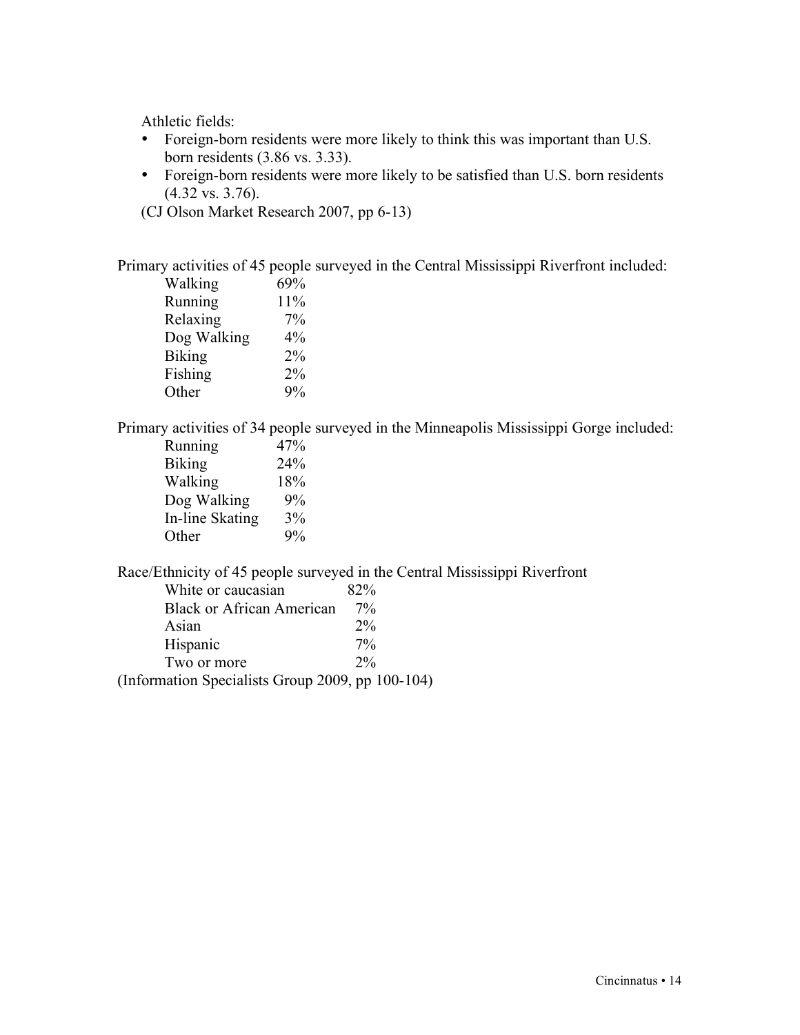Athletic fields:

- Foreign-born residents were more likely to think this was important than U.S. born residents (3.86 vs. 3.33).
- Foreign-born residents were more likely to be satisfied than U.S. born residents (4.32 vs. 3.76).

(CJ Olson Market Research 2007, pp 6-13)

Primary activities of 45 people surveyed in the Central Mississippi Riverfront included:

| | |
|---|---|
| Walking | 69% |
| Running | 11% |
| Relaxing | 7% |
| Dog Walking | 4% |
| Biking | 2% |
| Fishing | 2% |
| Other | 9% |

Primary activities of 34 people surveyed in the Minneapolis Mississippi Gorge included:

| | |
|---|---|
| Running | 47% |
| Biking | 24% |
| Walking | 18% |
| Dog Walking | 9% |
| In-line Skating | 3% |
| Other | 9% |

Race/Ethnicity of 45 people surveyed in the Central Mississippi Riverfront

| | |
|---|---|
| White or caucasian | 82% |
| Black or African American | 7% |
| Asian | 2% |
| Hispanic | 7% |
| Two or more | 2% |

(Information Specialists Group 2009, pp 100-104)